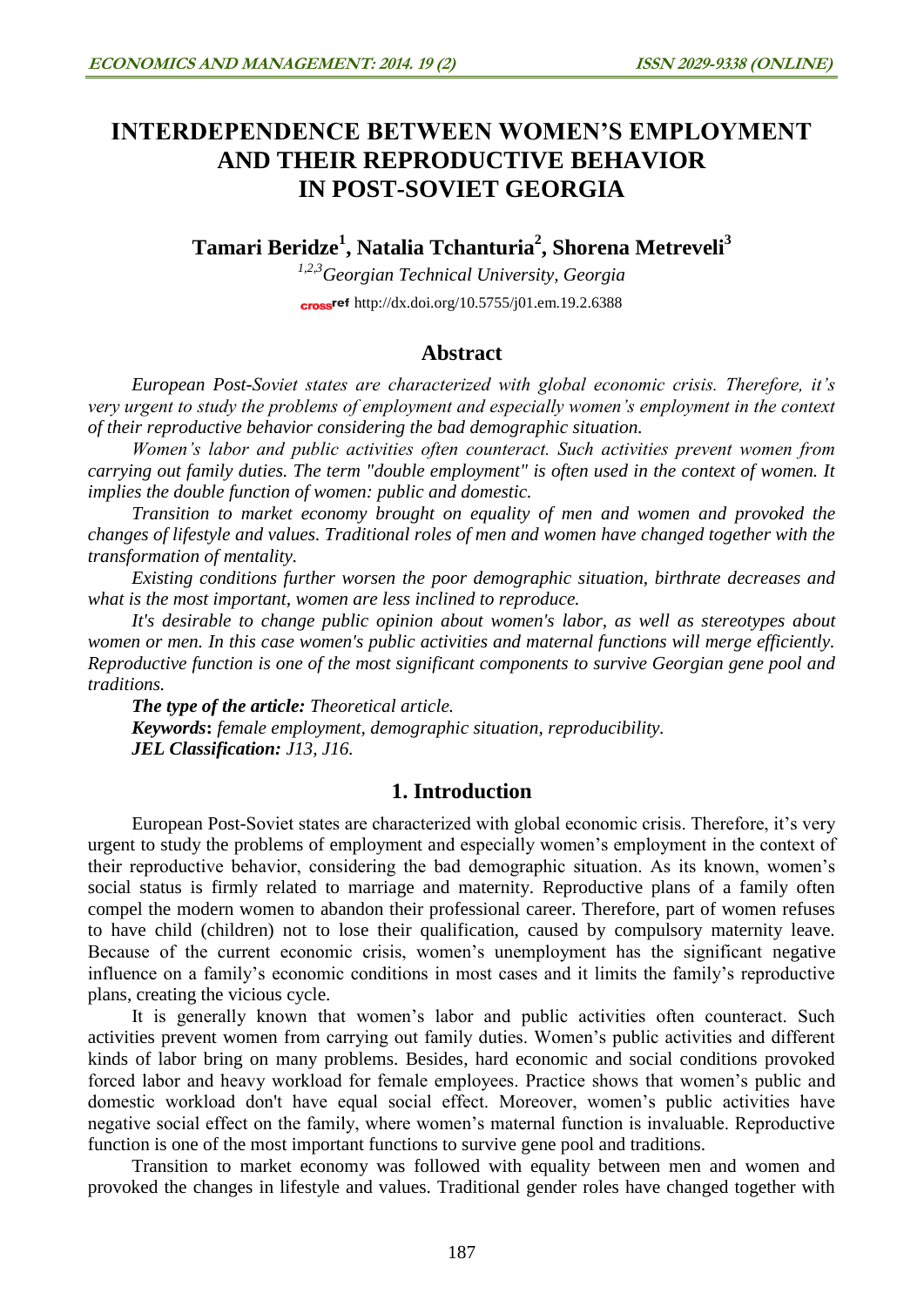# INTERDEPENDENCE BETWEEN WOMEN'S EMPLOYMENT AND THEIR REPRODUCTIVE BEHAVIOR IN POST-SOVIET GEORGIA

**Tamari Beridze[1], Natalia Tchanturia[2], Shorena Metreveli[3]**

*[1,2,3]Georgian Technical University, Georgia*

crossref http://dx.doi.org/10.5755/j01.em.19.2.6388

## Abstract

*European Post-Soviet states are characterized with global economic crisis. Therefore, it's very urgent to study the problems of employment and especially women's employment in the context of their reproductive behavior considering the bad demographic situation.*

*Women's labor and public activities often counteract. Such activities prevent women from carrying out family duties. The term "double employment" is often used in the context of women. It implies the double function of women: public and domestic.*

*Transition to market economy brought on equality of men and women and provoked the changes of lifestyle and values. Traditional roles of men and women have changed together with the transformation of mentality.*

*Existing conditions further worsen the poor demographic situation, birthrate decreases and what is the most important, women are less inclined to reproduce.*

*It's desirable to change public opinion about women's labor, as well as stereotypes about women or men. In this case women's public activities and maternal functions will merge efficiently. Reproductive function is one of the most significant components to survive Georgian gene pool and traditions.*

***The type of the article:*** *Theoretical article.*

***Keywords*****:** *female employment, demographic situation, reproducibility.*

***JEL Classification:*** *J13, J16.*

## 1. Introduction

European Post-Soviet states are characterized with global economic crisis. Therefore, it's very urgent to study the problems of employment and especially women's employment in the context of their reproductive behavior, considering the bad demographic situation. As its known, women's social status is firmly related to marriage and maternity. Reproductive plans of a family often compel the modern women to abandon their professional career. Therefore, part of women refuses to have child (children) not to lose their qualification, caused by compulsory maternity leave. Because of the current economic crisis, women's unemployment has the significant negative influence on a family's economic conditions in most cases and it limits the family's reproductive plans, creating the vicious cycle.

It is generally known that women's labor and public activities often counteract. Such activities prevent women from carrying out family duties. Women's public activities and different kinds of labor bring on many problems. Besides, hard economic and social conditions provoked forced labor and heavy workload for female employees. Practice shows that women's public and domestic workload don't have equal social effect. Moreover, women's public activities have negative social effect on the family, where women's maternal function is invaluable. Reproductive function is one of the most important functions to survive gene pool and traditions.

Transition to market economy was followed with equality between men and women and provoked the changes in lifestyle and values. Traditional gender roles have changed together with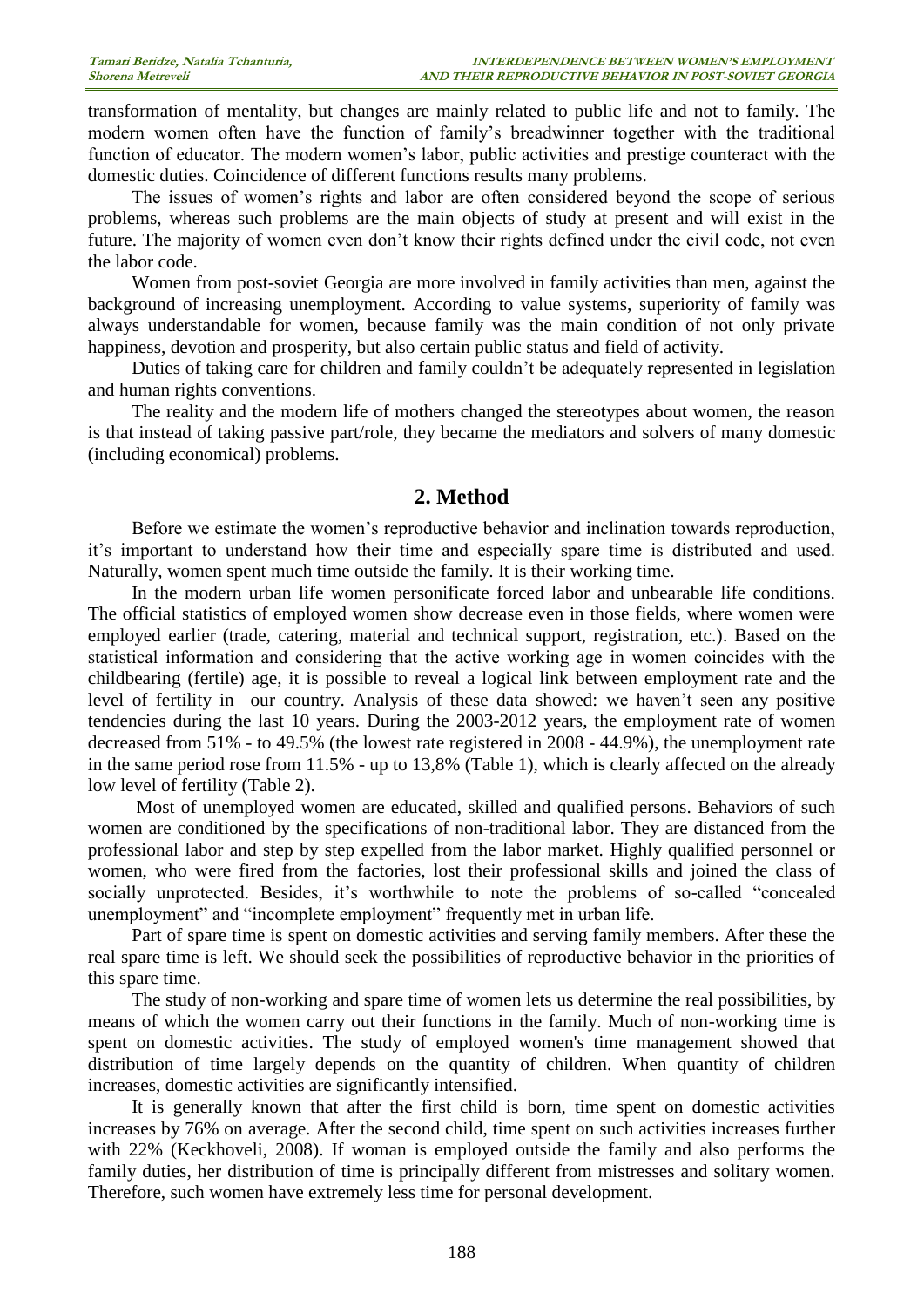transformation of mentality, but changes are mainly related to public life and not to family. The modern women often have the function of family's breadwinner together with the traditional function of educator. The modern women's labor, public activities and prestige counteract with the domestic duties. Coincidence of different functions results many problems.

The issues of women's rights and labor are often considered beyond the scope of serious problems, whereas such problems are the main objects of study at present and will exist in the future. The majority of women even don't know their rights defined under the civil code, not even the labor code.

Women from post-soviet Georgia are more involved in family activities than men, against the background of increasing unemployment. According to value systems, superiority of family was always understandable for women, because family was the main condition of not only private happiness, devotion and prosperity, but also certain public status and field of activity.

Duties of taking care for children and family couldn't be adequately represented in legislation and human rights conventions.

The reality and the modern life of mothers changed the stereotypes about women, the reason is that instead of taking passive part/role, they became the mediators and solvers of many domestic (including economical) problems.

## 2. Method

Before we estimate the women's reproductive behavior and inclination towards reproduction, it's important to understand how their time and especially spare time is distributed and used. Naturally, women spent much time outside the family. It is their working time.

In the modern urban life women personificate forced labor and unbearable life conditions. The official statistics of employed women show decrease even in those fields, where women were employed earlier (trade, catering, material and technical support, registration, etc.). Based on the statistical information and considering that the active working age in women coincides with the childbearing (fertile) age, it is possible to reveal a logical link between employment rate and the level of fertility in our country. Analysis of these data showed: we haven't seen any positive tendencies during the last 10 years. During the 2003-2012 years, the employment rate of women decreased from 51% - to 49.5% (the lowest rate registered in 2008 - 44.9%), the unemployment rate in the same period rose from 11.5% - up to 13,8% (Table 1), which is clearly affected on the already low level of fertility (Table 2).

Most of unemployed women are educated, skilled and qualified persons. Behaviors of such women are conditioned by the specifications of non-traditional labor. They are distanced from the professional labor and step by step expelled from the labor market. Highly qualified personnel or women, who were fired from the factories, lost their professional skills and joined the class of socially unprotected. Besides, it's worthwhile to note the problems of so-called "concealed unemployment" and "incomplete employment" frequently met in urban life.

Part of spare time is spent on domestic activities and serving family members. After these the real spare time is left. We should seek the possibilities of reproductive behavior in the priorities of this spare time.

The study of non-working and spare time of women lets us determine the real possibilities, by means of which the women carry out their functions in the family. Much of non-working time is spent on domestic activities. The study of employed women's time management showed that distribution of time largely depends on the quantity of children. When quantity of children increases, domestic activities are significantly intensified.

It is generally known that after the first child is born, time spent on domestic activities increases by 76% on average. After the second child, time spent on such activities increases further with 22% (Keckhoveli, 2008). If woman is employed outside the family and also performs the family duties, her distribution of time is principally different from mistresses and solitary women. Therefore, such women have extremely less time for personal development.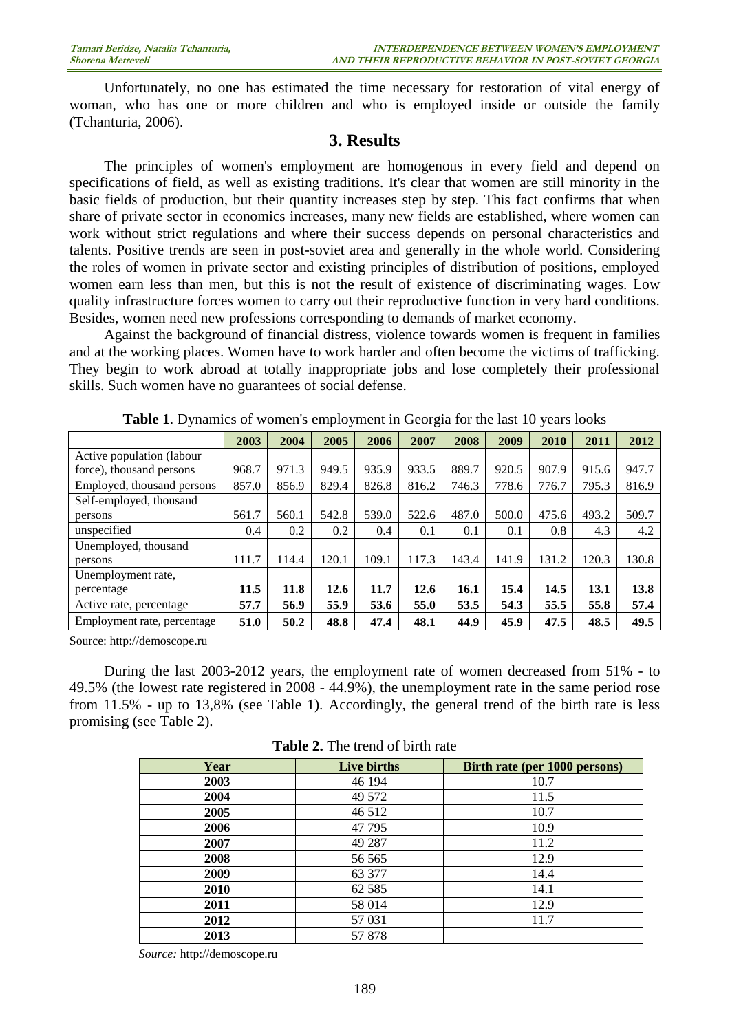Unfortunately, no one has estimated the time necessary for restoration of vital energy of woman, who has one or more children and who is employed inside or outside the family (Tchanturia, 2006).

## 3. Results

The principles of women's employment are homogenous in every field and depend on specifications of field, as well as existing traditions. It's clear that women are still minority in the basic fields of production, but their quantity increases step by step. This fact confirms that when share of private sector in economics increases, many new fields are established, where women can work without strict regulations and where their success depends on personal characteristics and talents. Positive trends are seen in post-soviet area and generally in the whole world. Considering the roles of women in private sector and existing principles of distribution of positions, employed women earn less than men, but this is not the result of existence of discriminating wages. Low quality infrastructure forces women to carry out their reproductive function in very hard conditions. Besides, women need new professions corresponding to demands of market economy.

Against the background of financial distress, violence towards women is frequent in families and at the working places. Women have to work harder and often become the victims of trafficking. They begin to work abroad at totally inappropriate jobs and lose completely their professional skills. Such women have no guarantees of social defense.

**Table 1**. Dynamics of women's employment in Georgia for the last 10 years looks

| | 2003 | 2004 | 2005 | 2006 | 2007 | 2008 | 2009 | 2010 | 2011 | 2012 |
|---|---|---|---|---|---|---|---|---|---|---|
| Active population (labour force), thousand persons | 968.7 | 971.3 | 949.5 | 935.9 | 933.5 | 889.7 | 920.5 | 907.9 | 915.6 | 947.7 |
| Employed, thousand persons | 857.0 | 856.9 | 829.4 | 826.8 | 816.2 | 746.3 | 778.6 | 776.7 | 795.3 | 816.9 |
| Self-employed, thousand persons | 561.7 | 560.1 | 542.8 | 539.0 | 522.6 | 487.0 | 500.0 | 475.6 | 493.2 | 509.7 |
| unspecified | 0.4 | 0.2 | 0.2 | 0.4 | 0.1 | 0.1 | 0.1 | 0.8 | 4.3 | 4.2 |
| Unemployed, thousand persons | 111.7 | 114.4 | 120.1 | 109.1 | 117.3 | 143.4 | 141.9 | 131.2 | 120.3 | 130.8 |
| Unemployment rate, percentage | **11.5** | **11.8** | **12.6** | **11.7** | **12.6** | **16.1** | **15.4** | **14.5** | **13.1** | **13.8** |
| Active rate, percentage | **57.7** | **56.9** | **55.9** | **53.6** | **55.0** | **53.5** | **54.3** | **55.5** | **55.8** | **57.4** |
| Employment rate, percentage | **51.0** | **50.2** | **48.8** | **47.4** | **48.1** | **44.9** | **45.9** | **47.5** | **48.5** | **49.5** |

Source: http://demoscope.ru

During the last 2003-2012 years, the employment rate of women decreased from 51% - to 49.5% (the lowest rate registered in 2008 - 44.9%), the unemployment rate in the same period rose from 11.5% - up to 13,8% (see Table 1). Accordingly, the general trend of the birth rate is less promising (see Table 2).

**Table 2.** The trend of birth rate

| Year | Live births | Birth rate (per 1000 persons) |
|---|---|---|
| **2003** | 46 194 | 10.7 |
| **2004** | 49 572 | 11.5 |
| **2005** | 46 512 | 10.7 |
| **2006** | 47 795 | 10.9 |
| **2007** | 49 287 | 11.2 |
| **2008** | 56 565 | 12.9 |
| **2009** | 63 377 | 14.4 |
| **2010** | 62 585 | 14.1 |
| **2011** | 58 014 | 12.9 |
| **2012** | 57 031 | 11.7 |
| **2013** | 57 878 | |

*Source:* http://demoscope.ru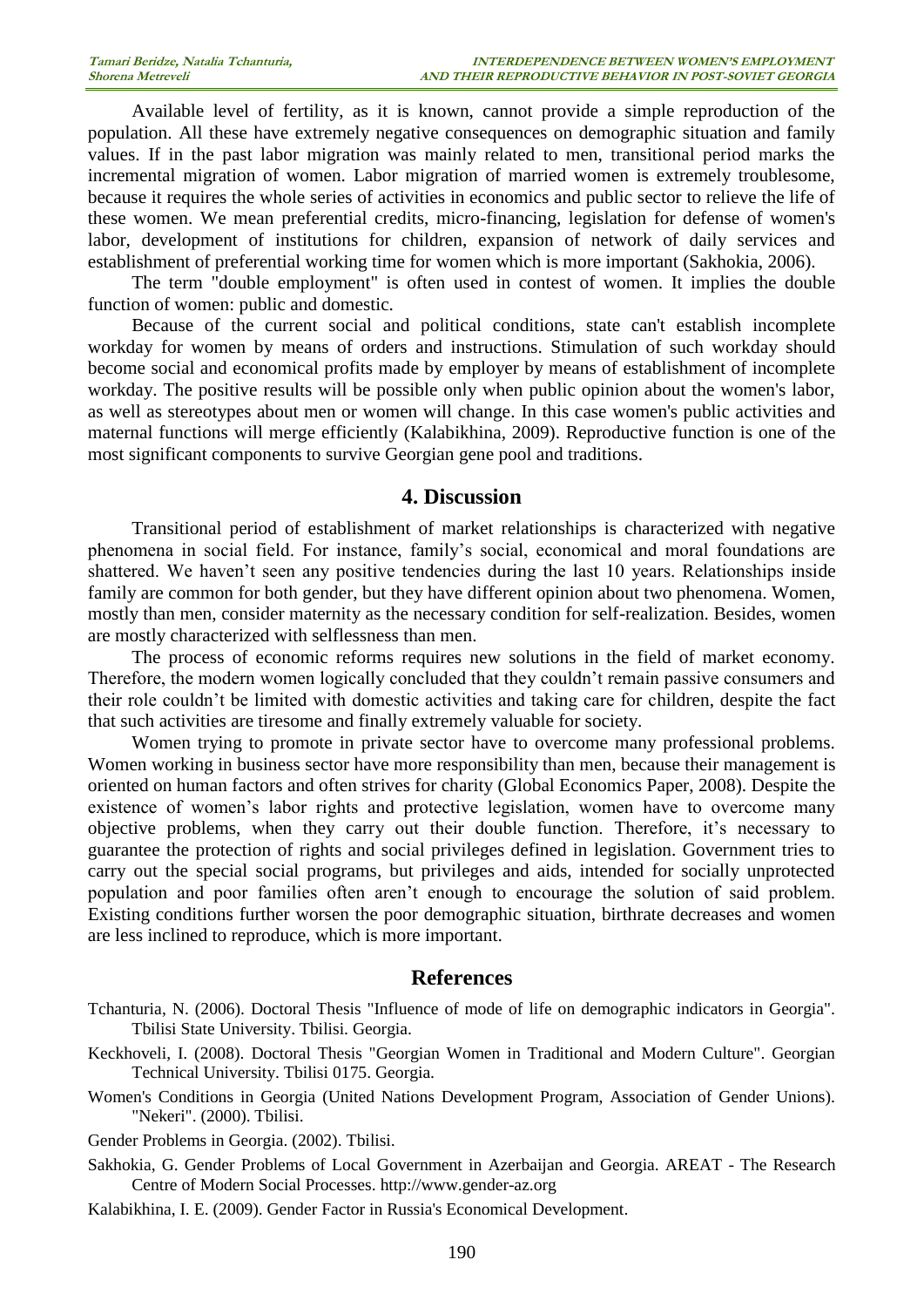Available level of fertility, as it is known, cannot provide a simple reproduction of the population. All these have extremely negative consequences on demographic situation and family values. If in the past labor migration was mainly related to men, transitional period marks the incremental migration of women. Labor migration of married women is extremely troublesome, because it requires the whole series of activities in economics and public sector to relieve the life of these women. We mean preferential credits, micro-financing, legislation for defense of women's labor, development of institutions for children, expansion of network of daily services and establishment of preferential working time for women which is more important (Sakhokia, 2006).

The term "double employment" is often used in contest of women. It implies the double function of women: public and domestic.

Because of the current social and political conditions, state can't establish incomplete workday for women by means of orders and instructions. Stimulation of such workday should become social and economical profits made by employer by means of establishment of incomplete workday. The positive results will be possible only when public opinion about the women's labor, as well as stereotypes about men or women will change. In this case women's public activities and maternal functions will merge efficiently (Kalabikhina, 2009). Reproductive function is one of the most significant components to survive Georgian gene pool and traditions.

## 4. Discussion

Transitional period of establishment of market relationships is characterized with negative phenomena in social field. For instance, family's social, economical and moral foundations are shattered. We haven't seen any positive tendencies during the last 10 years. Relationships inside family are common for both gender, but they have different opinion about two phenomena. Women, mostly than men, consider maternity as the necessary condition for self-realization. Besides, women are mostly characterized with selflessness than men.

The process of economic reforms requires new solutions in the field of market economy. Therefore, the modern women logically concluded that they couldn't remain passive consumers and their role couldn't be limited with domestic activities and taking care for children, despite the fact that such activities are tiresome and finally extremely valuable for society.

Women trying to promote in private sector have to overcome many professional problems. Women working in business sector have more responsibility than men, because their management is oriented on human factors and often strives for charity (Global Economics Paper, 2008). Despite the existence of women's labor rights and protective legislation, women have to overcome many objective problems, when they carry out their double function. Therefore, it's necessary to guarantee the protection of rights and social privileges defined in legislation. Government tries to carry out the special social programs, but privileges and aids, intended for socially unprotected population and poor families often aren't enough to encourage the solution of said problem. Existing conditions further worsen the poor demographic situation, birthrate decreases and women are less inclined to reproduce, which is more important.

## References

Tchanturia, N. (2006). Doctoral Thesis "Influence of mode of life on demographic indicators in Georgia". Tbilisi State University. Tbilisi. Georgia.

Keckhoveli, I. (2008). Doctoral Thesis "Georgian Women in Traditional and Modern Culture". Georgian Technical University. Tbilisi 0175. Georgia.

Women's Conditions in Georgia (United Nations Development Program, Association of Gender Unions). "Nekeri". (2000). Tbilisi.

Gender Problems in Georgia. (2002). Tbilisi.

Sakhokia, G. Gender Problems of Local Government in Azerbaijan and Georgia. AREAT - The Research Centre of Modern Social Processes. http://www.gender-az.org

Kalabikhina, I. E. (2009). Gender Factor in Russia's Economical Development.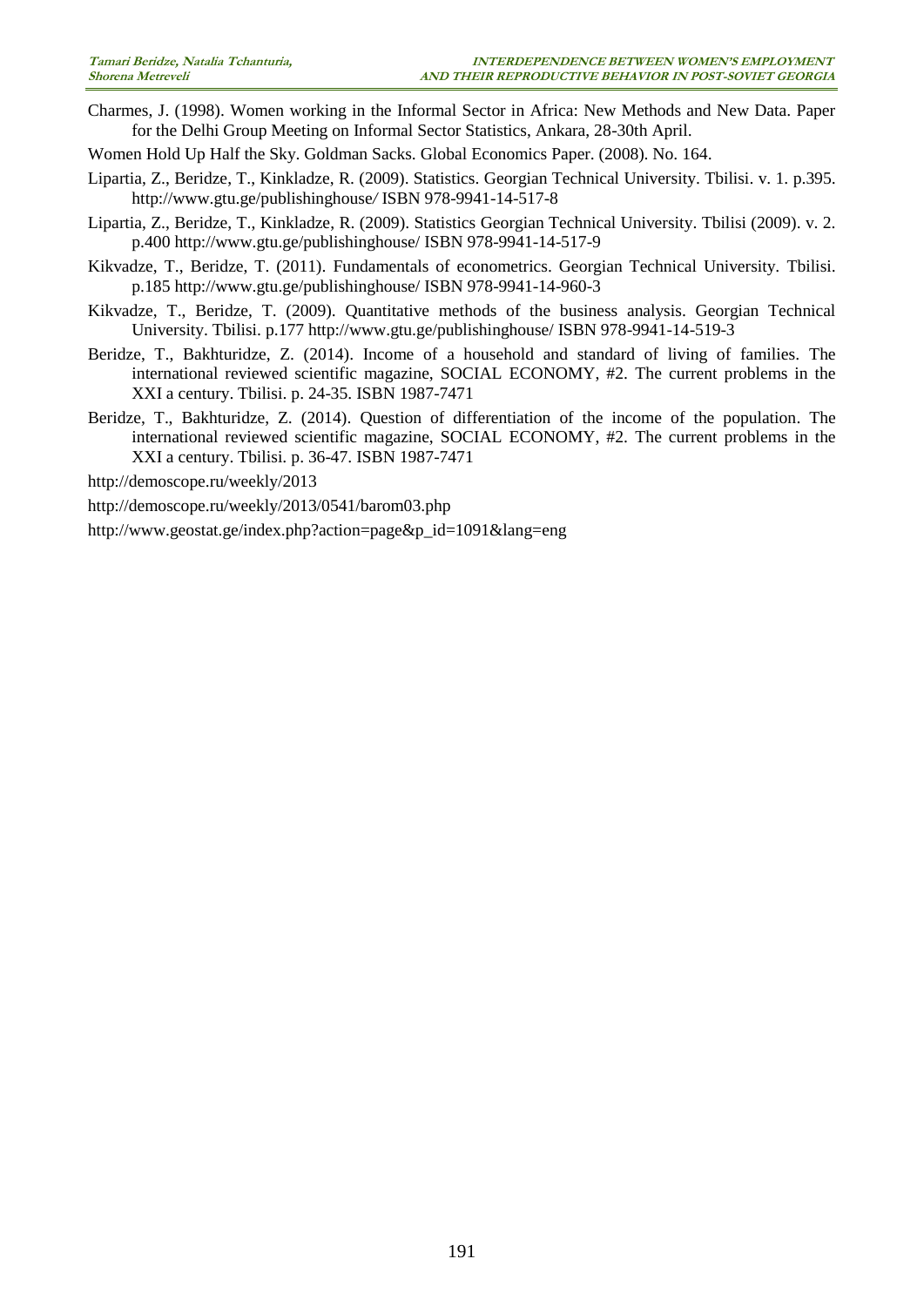Charmes, J. (1998). Women working in the Informal Sector in Africa: New Methods and New Data. Paper for the Delhi Group Meeting on Informal Sector Statistics, Ankara, 28-30th April.

Women Hold Up Half the Sky. Goldman Sacks. Global Economics Paper. (2008). No. 164.

Lipartia, Z., Beridze, T., Kinkladze, R. (2009). Statistics. Georgian Technical University. Tbilisi. v. 1. p.395. http://www.gtu.ge/publishinghouse/ ISBN 978-9941-14-517-8

Lipartia, Z., Beridze, T., Kinkladze, R. (2009). Statistics Georgian Technical University. Tbilisi (2009). v. 2. p.400 http://www.gtu.ge/publishinghouse/ ISBN 978-9941-14-517-9

Kikvadze, T., Beridze, T. (2011). Fundamentals of econometrics. Georgian Technical University. Tbilisi. p.185 http://www.gtu.ge/publishinghouse/ ISBN 978-9941-14-960-3

Kikvadze, T., Beridze, T. (2009). Quantitative methods of the business analysis. Georgian Technical University. Tbilisi. p.177 http://www.gtu.ge/publishinghouse/ ISBN 978-9941-14-519-3

Beridze, T., Bakhturidze, Z. (2014). Income of a household and standard of living of families. The international reviewed scientific magazine, SOCIAL ECONOMY, #2. The current problems in the XXI a century. Tbilisi. p. 24-35. ISBN 1987-7471

Beridze, T., Bakhturidze, Z. (2014). Question of differentiation of the income of the population. The international reviewed scientific magazine, SOCIAL ECONOMY, #2. The current problems in the XXI a century. Tbilisi. p. 36-47. ISBN 1987-7471

http://demoscope.ru/weekly/2013

http://demoscope.ru/weekly/2013/0541/barom03.php

http://www.geostat.ge/index.php?action=page&p_id=1091&lang=eng